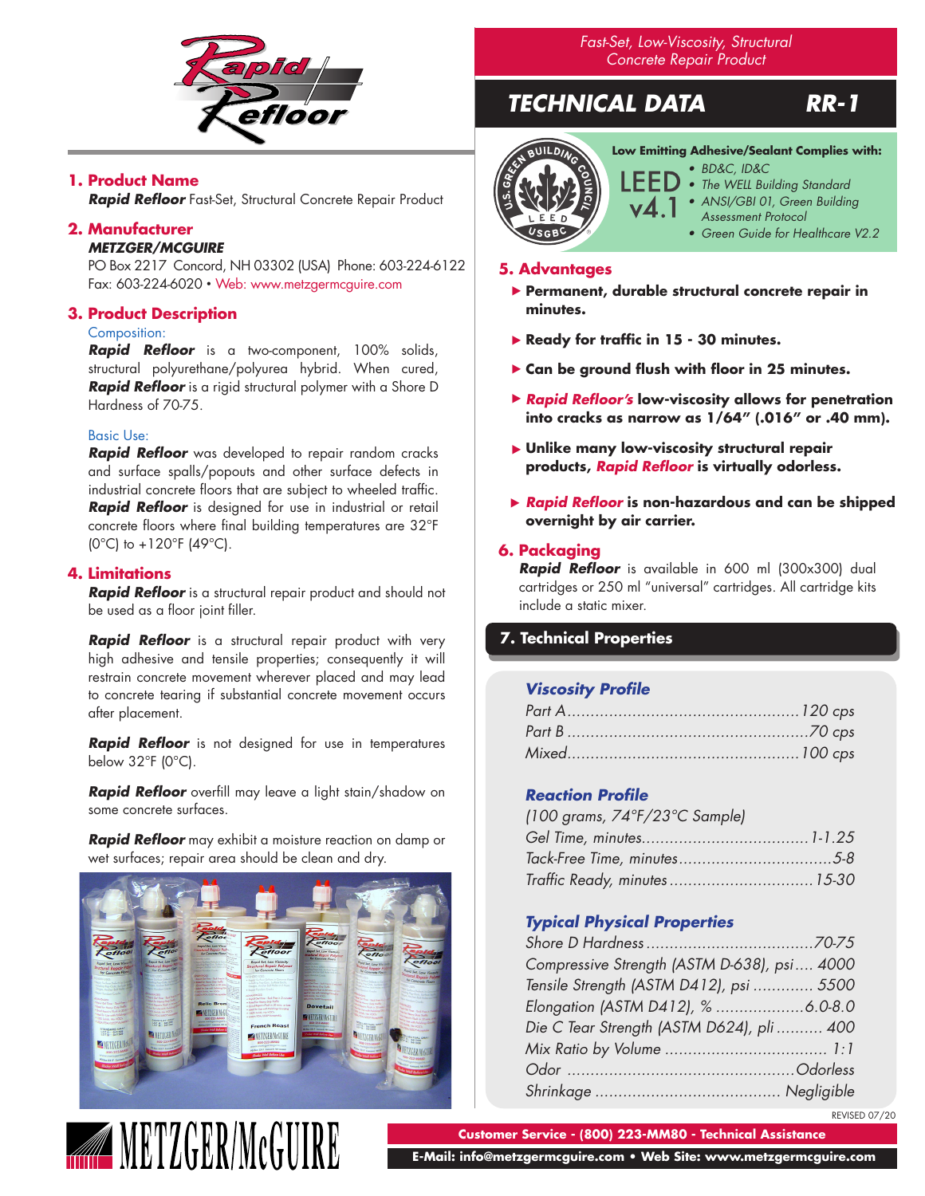Fast-Set, Low-Viscosity, Structural Concrete Repair Product

# TECHNICAL DATA RR-1

## 1. Product Name

***Rapid Refloor*** Fast-Set, Structural Concrete Repair Product

## 2. Manufacturer

***METZGER/MCGUIRE***
PO Box 2217 Concord, NH 03302 (USA) Phone: 603-224-6122
Fax: 603-224-6020 • Web: www.metzgermcguire.com

## 3. Product Description

Composition:

***Rapid Refloor*** is a two-component, 100% solids, structural polyurethane/polyurea hybrid. When cured, ***Rapid Refloor*** is a rigid structural polymer with a Shore D Hardness of 70-75.

Basic Use:

***Rapid Refloor*** was developed to repair random cracks and surface spalls/popouts and other surface defects in industrial concrete floors that are subject to wheeled traffic. ***Rapid Refloor*** is designed for use in industrial or retail concrete floors where final building temperatures are 32°F (0°C) to +120°F (49°C).

## 4. Limitations

***Rapid Refloor*** is a structural repair product and should not be used as a floor joint filler.

***Rapid Refloor*** is a structural repair product with very high adhesive and tensile properties; consequently it will restrain concrete movement wherever placed and may lead to concrete tearing if substantial concrete movement occurs after placement.

***Rapid Refloor*** is not designed for use in temperatures below 32°F (0°C).

***Rapid Refloor*** overfill may leave a light stain/shadow on some concrete surfaces.

***Rapid Refloor*** may exhibit a moisture reaction on damp or wet surfaces; repair area should be clean and dry.

**Low Emitting Adhesive/Sealant Complies with:**

LEED v4.1

- *BD&C, ID&C*
- *The WELL Building Standard*
- *ANSI/GBI 01, Green Building Assessment Protocol*
- *Green Guide for Healthcare V2.2*

## 5. Advantages

- **Permanent, durable structural concrete repair in minutes.**
- **Ready for traffic in 15 - 30 minutes.**
- **Can be ground flush with floor in 25 minutes.**
- ***Rapid Refloor's*** **low-viscosity allows for penetration into cracks as narrow as 1/64" (.016" or .40 mm).**
- **Unlike many low-viscosity structural repair products, *Rapid Refloor* is virtually odorless.**
- ***Rapid Refloor*** **is non-hazardous and can be shipped overnight by air carrier.**

## 6. Packaging

***Rapid Refloor*** is available in 600 ml (300x300) dual cartridges or 250 ml "universal" cartridges. All cartridge kits include a static mixer.

## 7. Technical Properties

### *Viscosity Profile*

| Property | Value |
|---|---|
| Part A | 120 cps |
| Part B | 70 cps |
| Mixed | 100 cps |

### *Reaction Profile*

*(100 grams, 74°F/23°C Sample)*

| Property | Value |
|---|---|
| Gel Time, minutes | 1-1.25 |
| Tack-Free Time, minutes | 5-8 |
| Traffic Ready, minutes | 15-30 |

### *Typical Physical Properties*

| Property | Value |
|---|---|
| Shore D Hardness | 70-75 |
| Compressive Strength (ASTM D-638), psi | 4000 |
| Tensile Strength (ASTM D412), psi | 5500 |
| Elongation (ASTM D412), % | 6.0-8.0 |
| Die C Tear Strength (ASTM D624), pli | 400 |
| Mix Ratio by Volume | 1:1 |
| Odor | Odorless |
| Shrinkage | Negligible |

REVISED 07/20

**Customer Service - (800) 223-MM80 - Technical Assistance**

**E-Mail: info@metzgermcguire.com • Web Site: www.metzgermcguire.com**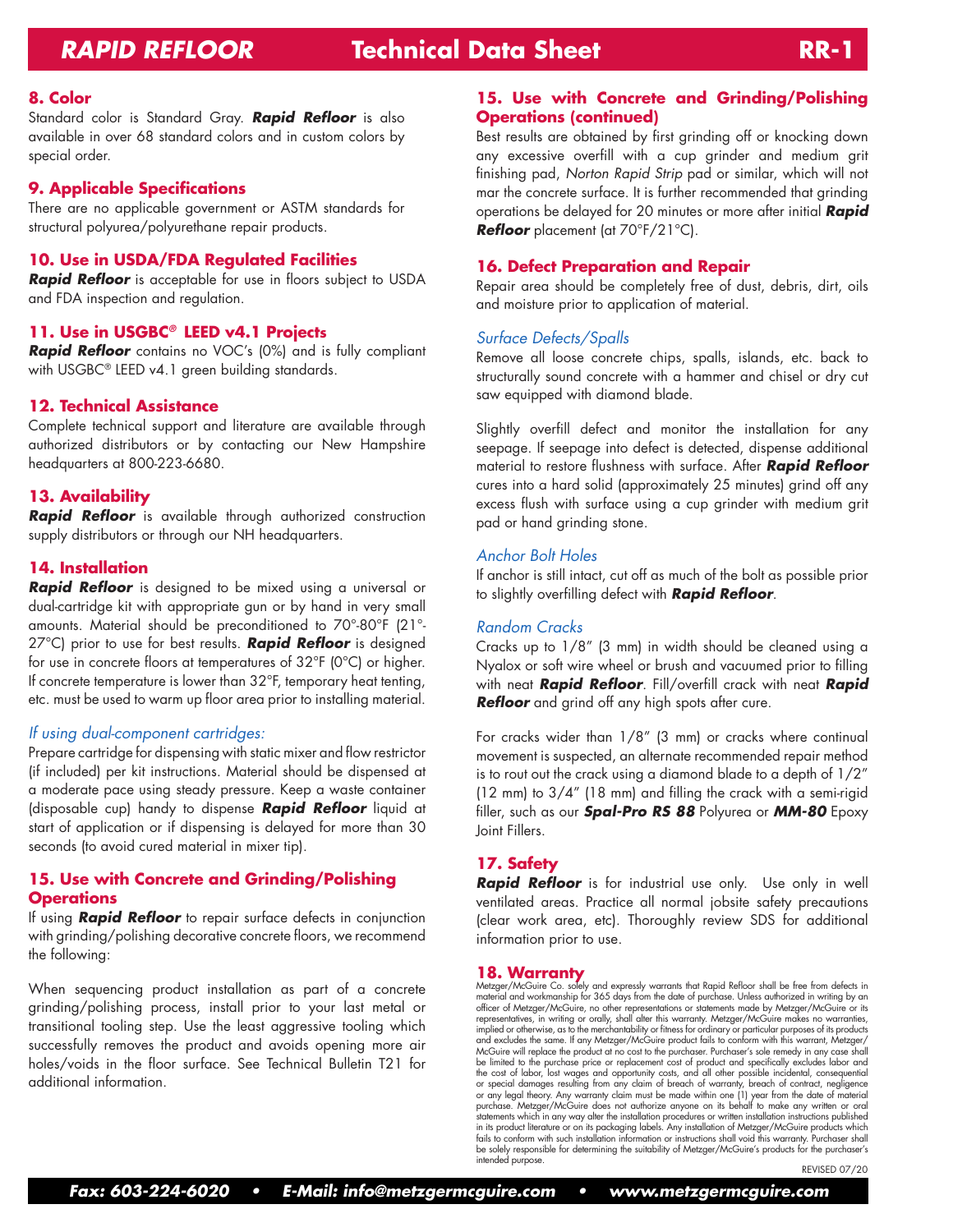## 8. Color

Standard color is Standard Gray. ***Rapid Refloor*** is also available in over 68 standard colors and in custom colors by special order.

## 9. Applicable Specifications

There are no applicable government or ASTM standards for structural polyurea/polyurethane repair products.

## 10. Use in USDA/FDA Regulated Facilities

***Rapid Refloor*** is acceptable for use in floors subject to USDA and FDA inspection and regulation.

## 11. Use in USGBC® LEED v4.1 Projects

***Rapid Refloor*** contains no VOC's (0%) and is fully compliant with USGBC® LEED v4.1 green building standards.

## 12. Technical Assistance

Complete technical support and literature are available through authorized distributors or by contacting our New Hampshire headquarters at 800-223-6680.

## 13. Availability

***Rapid Refloor*** is available through authorized construction supply distributors or through our NH headquarters.

## 14. Installation

***Rapid Refloor*** is designed to be mixed using a universal or dual-cartridge kit with appropriate gun or by hand in very small amounts. Material should be preconditioned to 70°-80°F (21°-27°C) prior to use for best results. ***Rapid Refloor*** is designed for use in concrete floors at temperatures of 32°F (0°C) or higher. If concrete temperature is lower than 32°F, temporary heat tenting, etc. must be used to warm up floor area prior to installing material.

### *If using dual-component cartridges:*

Prepare cartridge for dispensing with static mixer and flow restrictor (if included) per kit instructions. Material should be dispensed at a moderate pace using steady pressure. Keep a waste container (disposable cup) handy to dispense ***Rapid Refloor*** liquid at start of application or if dispensing is delayed for more than 30 seconds (to avoid cured material in mixer tip).

## 15. Use with Concrete and Grinding/Polishing Operations

If using ***Rapid Refloor*** to repair surface defects in conjunction with grinding/polishing decorative concrete floors, we recommend the following:

When sequencing product installation as part of a concrete grinding/polishing process, install prior to your last metal or transitional tooling step. Use the least aggressive tooling which successfully removes the product and avoids opening more air holes/voids in the floor surface. See Technical Bulletin T21 for additional information.

## 15. Use with Concrete and Grinding/Polishing Operations (continued)

Best results are obtained by first grinding off or knocking down any excessive overfill with a cup grinder and medium grit finishing pad, *Norton Rapid Strip* pad or similar, which will not mar the concrete surface. It is further recommended that grinding operations be delayed for 20 minutes or more after initial ***Rapid Refloor*** placement (at 70°F/21°C).

## 16. Defect Preparation and Repair

Repair area should be completely free of dust, debris, dirt, oils and moisture prior to application of material.

### *Surface Defects/Spalls*

Remove all loose concrete chips, spalls, islands, etc. back to structurally sound concrete with a hammer and chisel or dry cut saw equipped with diamond blade.

Slightly overfill defect and monitor the installation for any seepage. If seepage into defect is detected, dispense additional material to restore flushness with surface. After ***Rapid Refloor*** cures into a hard solid (approximately 25 minutes) grind off any excess flush with surface using a cup grinder with medium grit pad or hand grinding stone.

### *Anchor Bolt Holes*

If anchor is still intact, cut off as much of the bolt as possible prior to slightly overfilling defect with ***Rapid Refloor***.

### *Random Cracks*

Cracks up to 1/8" (3 mm) in width should be cleaned using a Nyalox or soft wire wheel or brush and vacuumed prior to filling with neat ***Rapid Refloor***. Fill/overfill crack with neat ***Rapid Refloor*** and grind off any high spots after cure.

For cracks wider than 1/8" (3 mm) or cracks where continual movement is suspected, an alternate recommended repair method is to rout out the crack using a diamond blade to a depth of 1/2" (12 mm) to 3/4" (18 mm) and filling the crack with a semi-rigid filler, such as our ***Spal-Pro RS 88*** Polyurea or ***MM-80*** Epoxy Joint Fillers.

## 17. Safety

***Rapid Refloor*** is for industrial use only. Use only in well ventilated areas. Practice all normal jobsite safety precautions (clear work area, etc). Thoroughly review SDS for additional information prior to use.

## 18. Warranty

Metzger/McGuire Co. solely and expressly warrants that Rapid Refloor shall be free from defects in material and workmanship for 365 days from the date of purchase. Unless authorized in writing by an officer of Metzger/McGuire, no other representations or statements made by Metzger/McGuire or its representatives, in writing or orally, shall alter this warranty. Metzger/McGuire makes no warranties, implied or otherwise, as to the merchantability or fitness for ordinary or particular purposes of its products and excludes the same. If any Metzger/McGuire product fails to conform with this warrant, Metzger/McGuire will replace the product at no cost to the purchaser. Purchaser's sole remedy in any case shall be limited to the purchase price or replacement cost of product and specifically excludes labor and the cost of labor, lost wages and opportunity costs, and all other possible incidental, consequential or special damages resulting from any claim of breach of warranty, breach of contract, negligence or any legal theory. Any warranty claim must be made within one (1) year from the date of material purchase. Metzger/McGuire does not authorize anyone on its behalf to make any written or oral statements which in any way alter the installation procedures or written installation instructions published in its product literature or on its packaging labels. Any installation of Metzger/McGuire products which fails to conform with such installation information or instructions shall void this warranty. Purchaser shall be solely responsible for determining the suitability of Metzger/McGuire's products for the purchaser's intended purpose.

REVISED 07/20